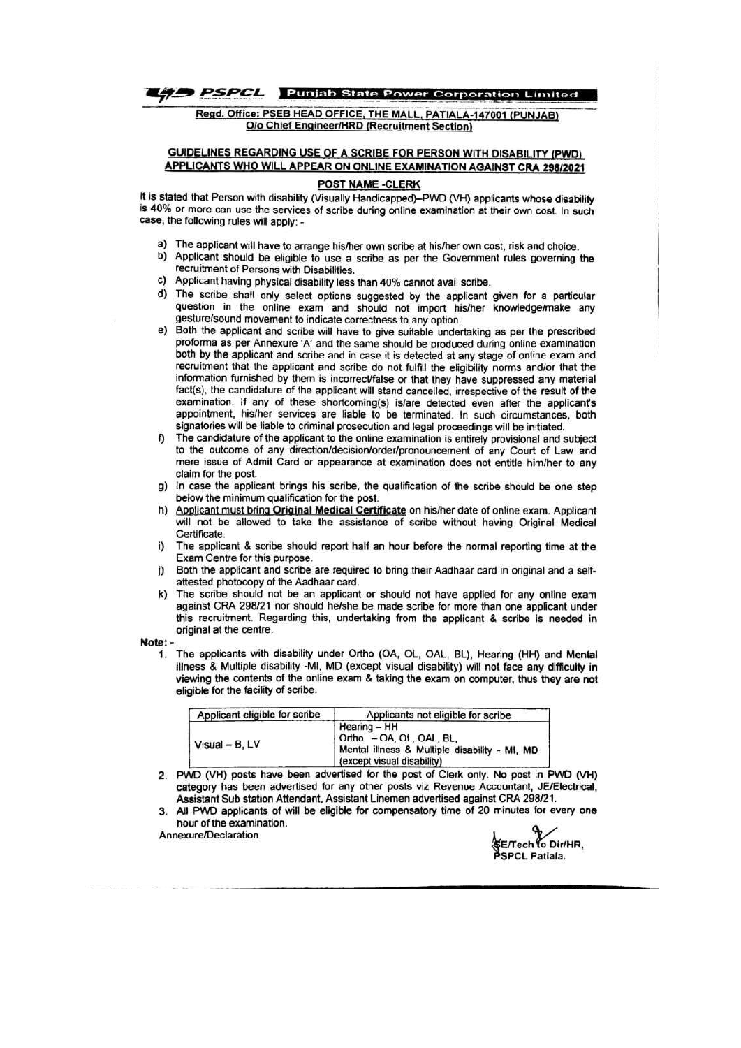**PSPCL** **Punjab State Power Corporation Limited**

**Regd. Office: PSEB HEAD OFFICE, THE MALL, PATIALA-147001 (PUNJAB)**
**O/o Chief Engineer/HRD (Recruitment Section)**

## GUIDELINES REGARDING USE OF A SCRIBE FOR PERSON WITH DISABILITY (PWD) APPLICANTS WHO WILL APPEAR ON ONLINE EXAMINATION AGAINST CRA 298/2021

### POST NAME -CLERK

It is stated that Person with disability (Visually Handicapped)–PWD (VH) applicants whose disability is 40% or more can use the services of scribe during online examination at their own cost. In such case, the following rules will apply: -

a) The applicant will have to arrange his/her own scribe at his/her own cost, risk and choice.

b) Applicant should be eligible to use a scribe as per the Government rules governing the recruitment of Persons with Disabilities.

c) Applicant having physical disability less than 40% cannot avail scribe.

d) The scribe shall only select options suggested by the applicant given for a particular question in the online exam and should not import his/her knowledge/make any gesture/sound movement to indicate correctness to any option.

e) Both the applicant and scribe will have to give suitable undertaking as per the prescribed proforma as per Annexure 'A' and the same should be produced during online examination both by the applicant and scribe and in case it is detected at any stage of online exam and recruitment that the applicant and scribe do not fulfil the eligibility norms and/or that the information furnished by them is incorrect/false or that they have suppressed any material fact(s), the candidature of the applicant will stand cancelled, irrespective of the result of the examination. If any of these shortcoming(s) is/are detected even after the applicant's appointment, his/her services are liable to be terminated. In such circumstances, both signatories will be liable to criminal prosecution and legal proceedings will be initiated.

f) The candidature of the applicant to the online examination is entirely provisional and subject to the outcome of any direction/decision/order/pronouncement of any Court of Law and mere issue of Admit Card or appearance at examination does not entitle him/her to any claim for the post.

g) In case the applicant brings his scribe, the qualification of the scribe should be one step below the minimum qualification for the post.

h) **Applicant must bring Original Medical Certificate** on his/her date of online exam. Applicant will not be allowed to take the assistance of scribe without having Original Medical Certificate.

i) The applicant & scribe should report half an hour before the normal reporting time at the Exam Centre for this purpose.

j) Both the applicant and scribe are required to bring their Aadhaar card in original and a self-attested photocopy of the Aadhaar card.

k) The scribe should not be an applicant or should not have applied for any online exam against CRA 298/21 nor should he/she be made scribe for more than one applicant under this recruitment. Regarding this, undertaking from the applicant & scribe is needed in original at the centre.

**Note: -**

1. The applicants with disability under Ortho (OA, OL, OAL, BL), Hearing (HH) and Mental illness & Multiple disability -MI, MD (except visual disability) will not face any difficulty in viewing the contents of the online exam & taking the exam on computer, thus they are not eligible for the facility of scribe.

| Applicant eligible for scribe | Applicants not eligible for scribe |
|---|---|
| Visual – B, LV | Hearing – HH<br>Ortho – OA, OL, OAL, BL,<br>Mental illness & Multiple disability - MI, MD (except visual disability) |

2. PWD (VH) posts have been advertised for the post of Clerk only. No post in PWD (VH) category has been advertised for any other posts viz Revenue Accountant, JE/Electrical, Assistant Sub station Attendant, Assistant Linemen advertised against CRA 298/21.

3. All PWD applicants of will be eligible for compensatory time of 20 minutes for every one hour of the examination.

Annexure/Declaration

SE/Tech to Dir/HR,
PSPCL Patiala.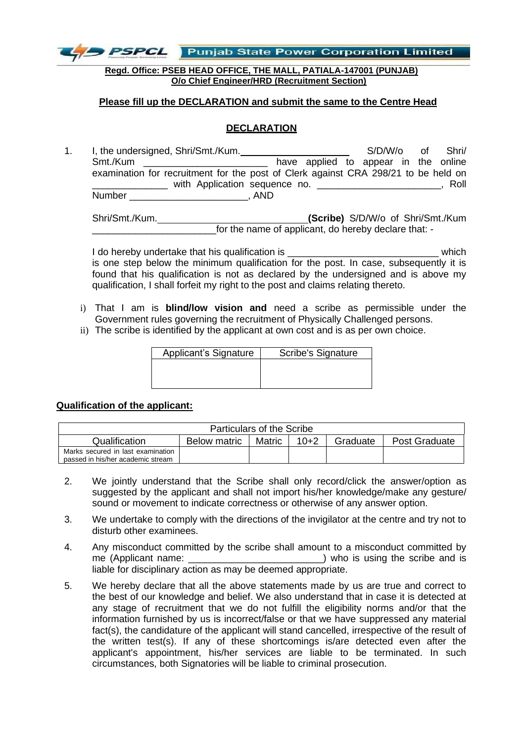**PSPCL** Punjab State Power Corporation Limited

**Regd. Office: PSEB HEAD OFFICE, THE MALL, PATIALA-147001 (PUNJAB)**
**O/o Chief Engineer/HRD (Recruitment Section)**

**Please fill up the DECLARATION and submit the same to the Centre Head**

## DECLARATION

1. I, the undersigned, Shri/Smt./Kum.______________________ S/D/W/o of Shri/Smt./Kum ________________________ have applied to appear in the online examination for recruitment for the post of Clerk against CRA 298/21 to be held on ______________ with Application sequence no. ________________________, Roll Number ______________________, AND

   Shri/Smt./Kum.____________________________**(Scribe)** S/D/W/o of Shri/Smt./Kum ________________________for the name of applicant, do hereby declare that: -

   I do hereby undertake that his qualification is ____________________________ which is one step below the minimum qualification for the post. In case, subsequently it is found that his qualification is not as declared by the undersigned and is above my qualification, I shall forfeit my right to the post and claims relating thereto.

   i) That I am is **blind/low vision and** need a scribe as permissible under the Government rules governing the recruitment of Physically Challenged persons.
   ii) The scribe is identified by the applicant at own cost and is as per own choice.

| Applicant's Signature | Scribe's Signature |
|---|---|
| | |

**Qualification of the applicant:**

| Particulars of the Scribe | | | | | |
|---|---|---|---|---|---|
| Qualification | Below matric | Matric | 10+2 | Graduate | Post Graduate |
| Marks secured in last examination passed in his/her academic stream | | | | | |

2. We jointly understand that the Scribe shall only record/click the answer/option as suggested by the applicant and shall not import his/her knowledge/make any gesture/ sound or movement to indicate correctness or otherwise of any answer option.

3. We undertake to comply with the directions of the invigilator at the centre and try not to disturb other examinees.

4. Any misconduct committed by the scribe shall amount to a misconduct committed by me (Applicant name: _________________________) who is using the scribe and is liable for disciplinary action as may be deemed appropriate.

5. We hereby declare that all the above statements made by us are true and correct to the best of our knowledge and belief. We also understand that in case it is detected at any stage of recruitment that we do not fulfill the eligibility norms and/or that the information furnished by us is incorrect/false or that we have suppressed any material fact(s), the candidature of the applicant will stand cancelled, irrespective of the result of the written test(s). If any of these shortcomings is/are detected even after the applicant's appointment, his/her services are liable to be terminated. In such circumstances, both Signatories will be liable to criminal prosecution.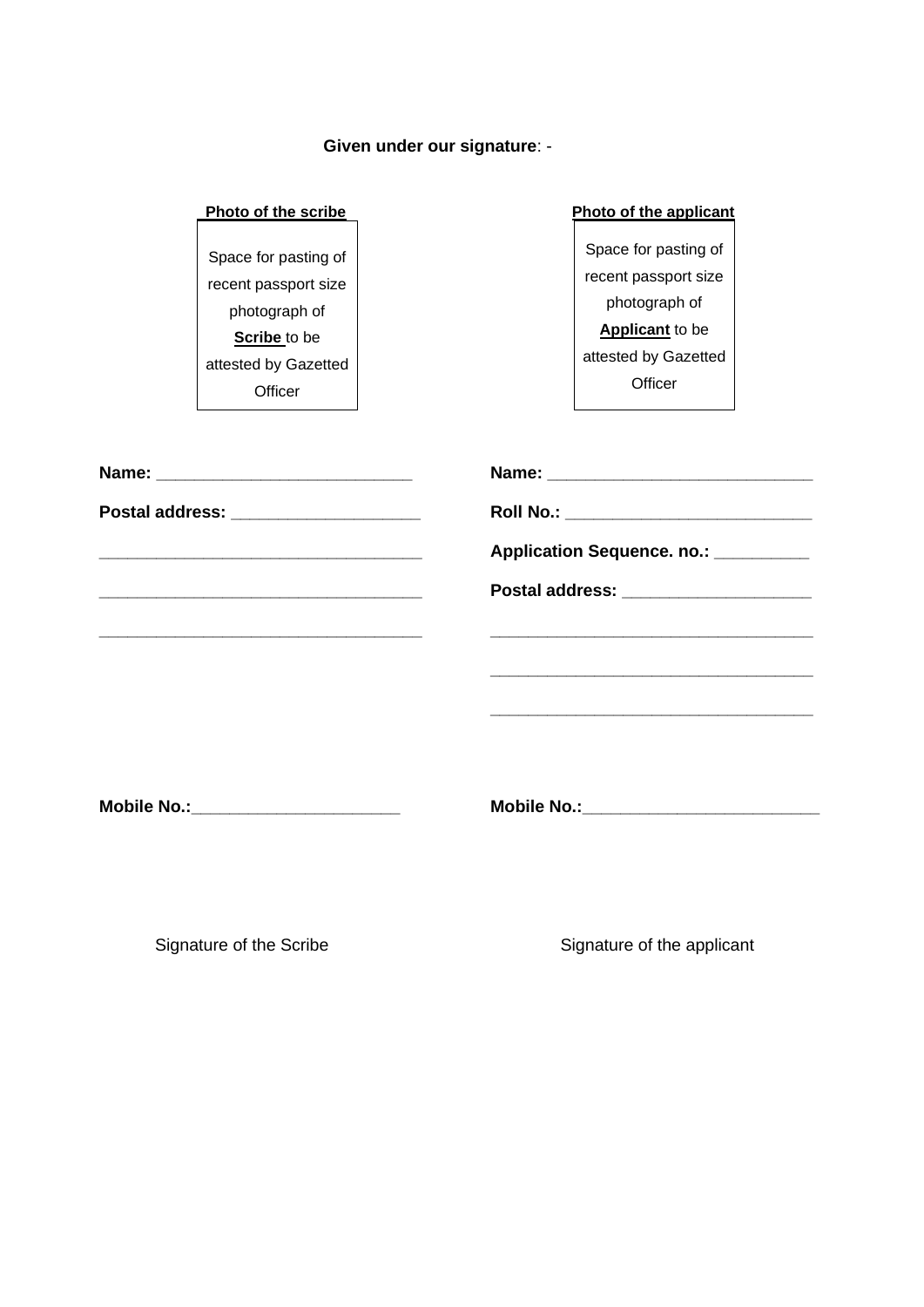**Given under our signature**: -

| **Photo of the scribe** | **Photo of the applicant** |
|---|---|
| Space for pasting of recent passport size photograph of **Scribe** to be attested by Gazetted Officer | Space for pasting of recent passport size photograph of **Applicant** to be attested by Gazetted Officer |

**Name:** ___________________________

**Postal address:** ___________________

___________________________________

___________________________________

___________________________________

**Mobile No.:**______________________

Signature of the Scribe

**Name:** ____________________________

**Roll No.:** __________________________

**Application Sequence. no.:** __________

**Postal address:** ___________________

___________________________________

___________________________________

___________________________________

**Mobile No.:**_________________________

Signature of the applicant